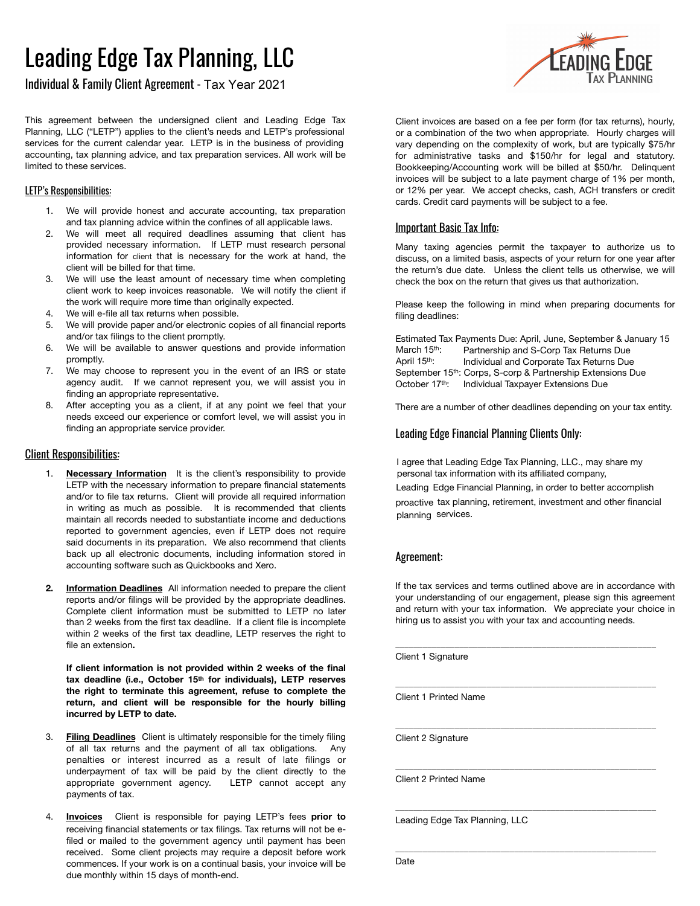# Leading Edge Tax Planning, LLC

Individual & Family Client Agreement - Tax Year 2021

This agreement between the undersigned client and Leading Edge Tax Planning, LLC ("LETP") applies to the client's needs and LETP's professional services for the current calendar year. LETP is in the business of providing accounting, tax planning advice, and tax preparation services. All work will be limited to these services.

## LETP's Responsibilities:

1. We will provide honest and accurate accounting, tax preparation and tax planning advice within the confines of all applicable laws.
2. We will meet all required deadlines assuming that client has provided necessary information. If LETP must research personal information for client that is necessary for the work at hand, the client will be billed for that time.
3. We will use the least amount of necessary time when completing client work to keep invoices reasonable. We will notify the client if the work will require more time than originally expected.
4. We will e-file all tax returns when possible.
5. We will provide paper and/or electronic copies of all financial reports and/or tax filings to the client promptly.
6. We will be available to answer questions and provide information promptly.
7. We may choose to represent you in the event of an IRS or state agency audit. If we cannot represent you, we will assist you in finding an appropriate representative.
8. After accepting you as a client, if at any point we feel that your needs exceed our experience or comfort level, we will assist you in finding an appropriate service provider.

## Client Responsibilities:

1. **Necessary Information** It is the client's responsibility to provide LETP with the necessary information to prepare financial statements and/or to file tax returns. Client will provide all required information in writing as much as possible. It is recommended that clients maintain all records needed to substantiate income and deductions reported to government agencies, even if LETP does not require said documents in its preparation. We also recommend that clients back up all electronic documents, including information stored in accounting software such as Quickbooks and Xero.

2. **Information Deadlines** All information needed to prepare the client reports and/or filings will be provided by the appropriate deadlines. Complete client information must be submitted to LETP no later than 2 weeks from the first tax deadline. If a client file is incomplete within 2 weeks of the first tax deadline, LETP reserves the right to file an extension.

   **If client information is not provided within 2 weeks of the final tax deadline (i.e., October 15th for individuals), LETP reserves the right to terminate this agreement, refuse to complete the return, and client will be responsible for the hourly billing incurred by LETP to date.**

3. **Filing Deadlines** Client is ultimately responsible for the timely filing of all tax returns and the payment of all tax obligations. Any penalties or interest incurred as a result of late filings or underpayment of tax will be paid by the client directly to the appropriate government agency. LETP cannot accept any payments of tax.

4. **Invoices** Client is responsible for paying LETP's fees **prior to** receiving financial statements or tax filings. Tax returns will not be e-filed or mailed to the government agency until payment has been received. Some client projects may require a deposit before work commences. If your work is on a continual basis, your invoice will be due monthly within 15 days of month-end.

Client invoices are based on a fee per form (for tax returns), hourly, or a combination of the two when appropriate. Hourly charges will vary depending on the complexity of work, but are typically $75/hr for administrative tasks and $150/hr for legal and statutory. Bookkeeping/Accounting work will be billed at $50/hr. Delinquent invoices will be subject to a late payment charge of 1% per month, or 12% per year. We accept checks, cash, ACH transfers or credit cards. Credit card payments will be subject to a fee.

## Important Basic Tax Info:

Many taxing agencies permit the taxpayer to authorize us to discuss, on a limited basis, aspects of your return for one year after the return's due date. Unless the client tells us otherwise, we will check the box on the return that gives us that authorization.

Please keep the following in mind when preparing documents for filing deadlines:

Estimated Tax Payments Due: April, June, September & January 15
March 15th: Partnership and S-Corp Tax Returns Due
April 15th: Individual and Corporate Tax Returns Due
September 15th: Corps, S-corp & Partnership Extensions Due
October 17th: Individual Taxpayer Extensions Due

There are a number of other deadlines depending on your tax entity.

## Leading Edge Financial Planning Clients Only:

I agree that Leading Edge Tax Planning, LLC., may share my personal tax information with its affiliated company, Leading Edge Financial Planning, in order to better accomplish proactive tax planning, retirement, investment and other financial planning services.

## Agreement:

If the tax services and terms outlined above are in accordance with your understanding of our engagement, please sign this agreement and return with your tax information. We appreciate your choice in hiring us to assist you with your tax and accounting needs.

\_\_\_\_\_\_\_\_\_\_\_\_\_\_\_\_\_\_\_\_\_\_\_\_\_\_\_\_\_\_\_\_\_\_\_\_\_\_\_\_

Client 1 Signature

\_\_\_\_\_\_\_\_\_\_\_\_\_\_\_\_\_\_\_\_\_\_\_\_\_\_\_\_\_\_\_\_\_\_\_\_\_\_\_\_

Client 1 Printed Name

\_\_\_\_\_\_\_\_\_\_\_\_\_\_\_\_\_\_\_\_\_\_\_\_\_\_\_\_\_\_\_\_\_\_\_\_\_\_\_\_

Client 2 Signature

\_\_\_\_\_\_\_\_\_\_\_\_\_\_\_\_\_\_\_\_\_\_\_\_\_\_\_\_\_\_\_\_\_\_\_\_\_\_\_\_

Client 2 Printed Name

\_\_\_\_\_\_\_\_\_\_\_\_\_\_\_\_\_\_\_\_\_\_\_\_\_\_\_\_\_\_\_\_\_\_\_\_\_\_\_\_

Leading Edge Tax Planning, LLC

\_\_\_\_\_\_\_\_\_\_\_\_\_\_\_\_\_\_\_\_\_\_\_\_\_\_\_\_\_\_\_\_\_\_\_\_\_\_\_\_

Date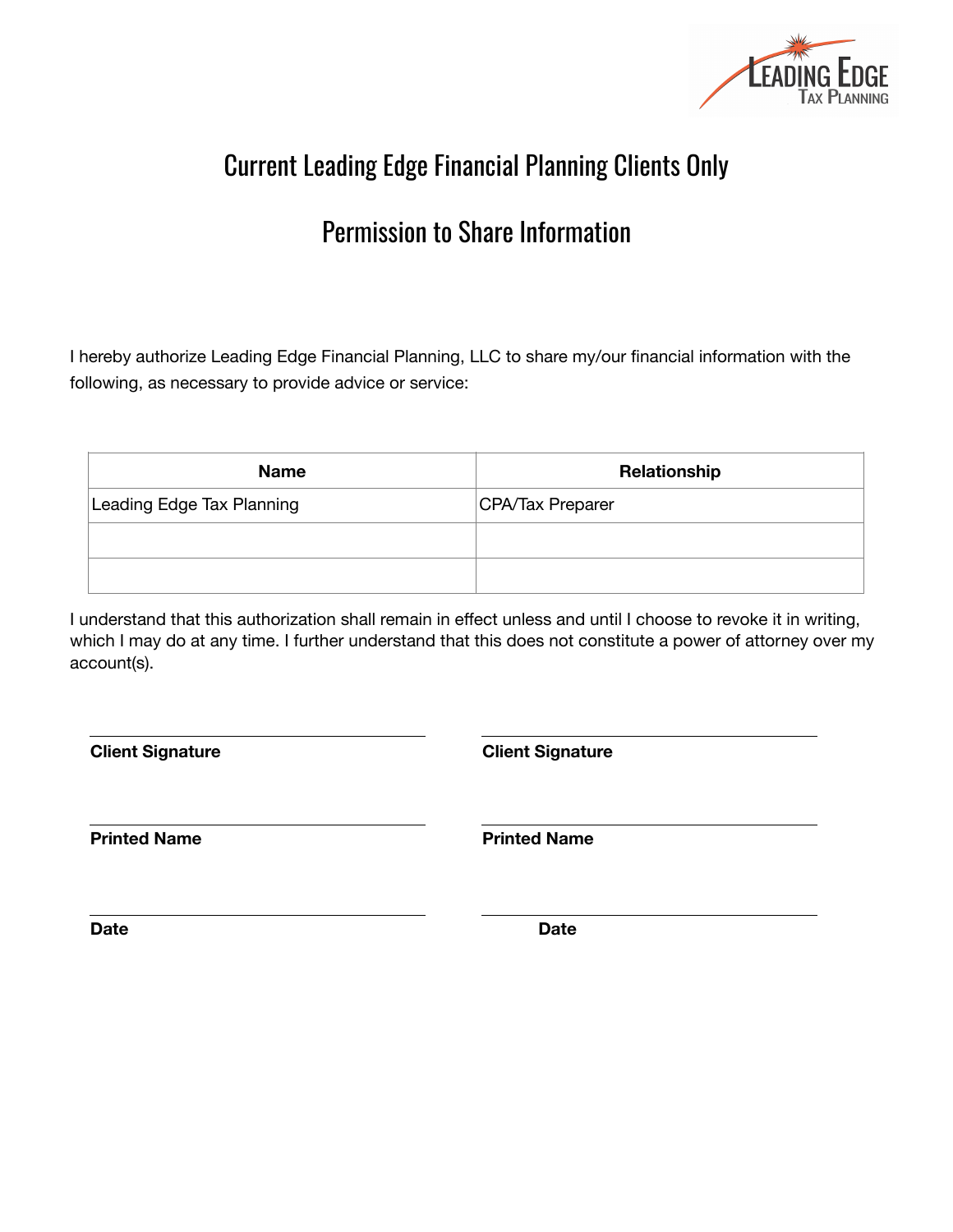# Current Leading Edge Financial Planning Clients Only

## Permission to Share Information

I hereby authorize Leading Edge Financial Planning, LLC to share my/our financial information with the following, as necessary to provide advice or service:

| Name | Relationship |
|---|---|
| Leading Edge Tax Planning | CPA/Tax Preparer |
| | |
| | |

I understand that this authorization shall remain in effect unless and until I choose to revoke it in writing, which I may do at any time. I further understand that this does not constitute a power of attorney over my account(s).

| | |
|---|---|
| **Client Signature** | **Client Signature** |
| **Printed Name** | **Printed Name** |
| **Date** | **Date** |